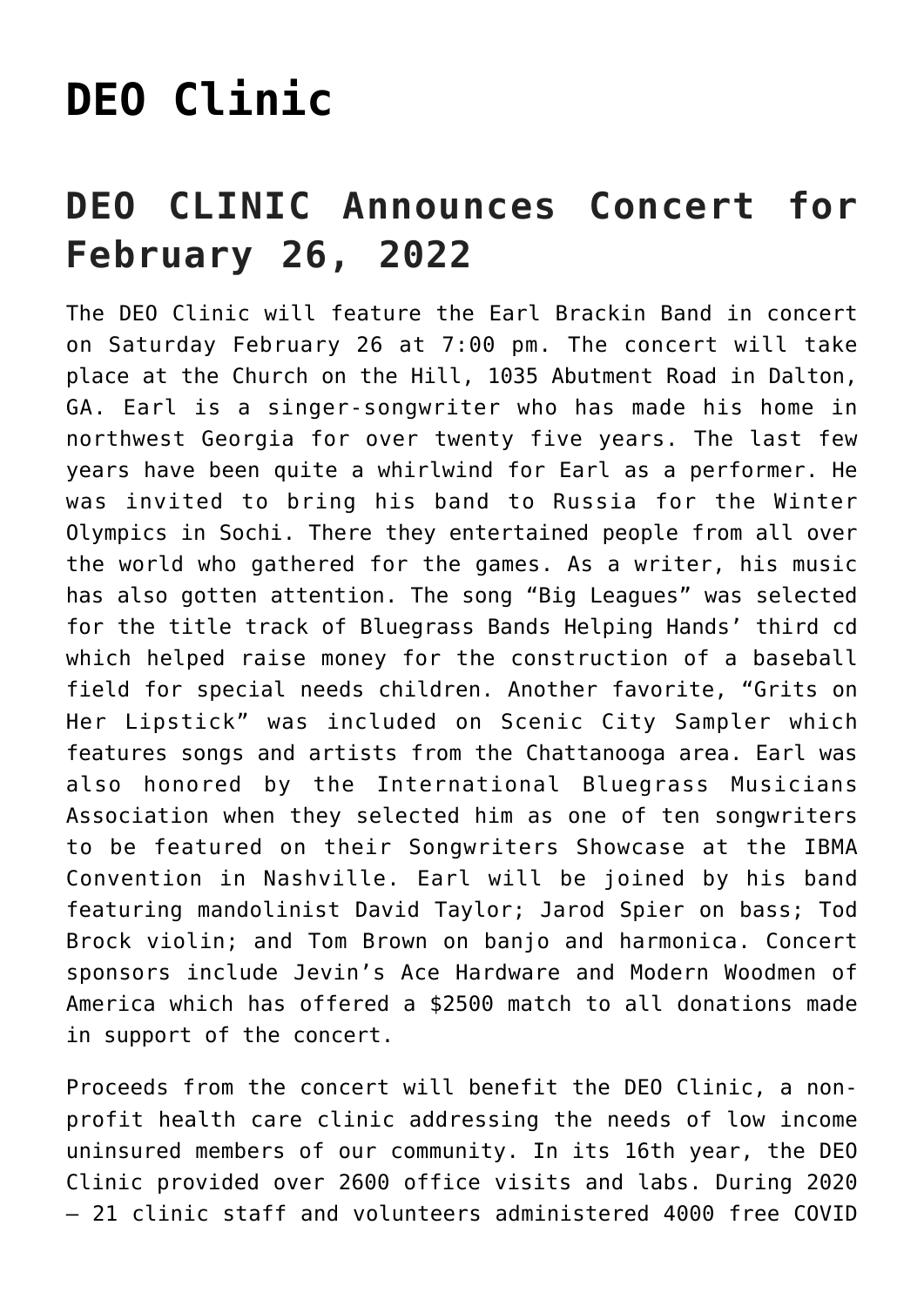# DEO Clinic

## DEO CLINIC Announces Concert for February 26, 2022

The DEO Clinic will feature the Earl Brackin Band in concert on Saturday February 26 at 7:00 pm. The concert will take place at the Church on the Hill, 1035 Abutment Road in Dalton, GA. Earl is a singer-songwriter who has made his home in northwest Georgia for over twenty five years. The last few years have been quite a whirlwind for Earl as a performer. He was invited to bring his band to Russia for the Winter Olympics in Sochi. There they entertained people from all over the world who gathered for the games. As a writer, his music has also gotten attention. The song "Big Leagues" was selected for the title track of Bluegrass Bands Helping Hands' third cd which helped raise money for the construction of a baseball field for special needs children. Another favorite, "Grits on Her Lipstick" was included on Scenic City Sampler which features songs and artists from the Chattanooga area. Earl was also honored by the International Bluegrass Musicians Association when they selected him as one of ten songwriters to be featured on their Songwriters Showcase at the IBMA Convention in Nashville. Earl will be joined by his band featuring mandolinist David Taylor; Jarod Spier on bass; Tod Brock violin; and Tom Brown on banjo and harmonica. Concert sponsors include Jevin's Ace Hardware and Modern Woodmen of America which has offered a $2500 match to all donations made in support of the concert.

Proceeds from the concert will benefit the DEO Clinic, a non-profit health care clinic addressing the needs of low income uninsured members of our community. In its 16th year, the DEO Clinic provided over 2600 office visits and labs. During 2020 – 21 clinic staff and volunteers administered 4000 free COVID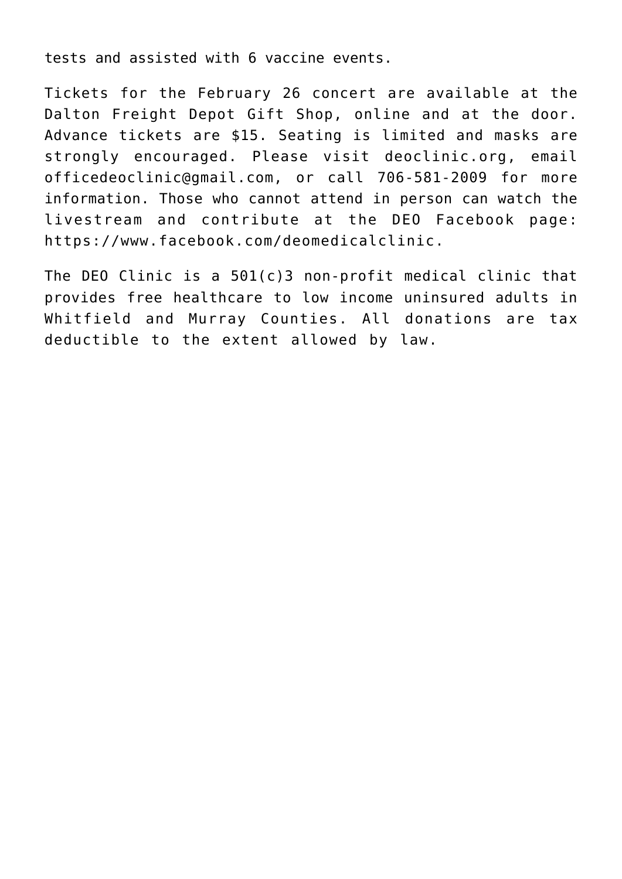tests and assisted with 6 vaccine events.

Tickets for the February 26 concert are available at the Dalton Freight Depot Gift Shop, online and at the door. Advance tickets are $15. Seating is limited and masks are strongly encouraged. Please visit deoclinic.org, email officedeoclinic@gmail.com, or call 706-581-2009 for more information. Those who cannot attend in person can watch the livestream and contribute at the DEO Facebook page: https://www.facebook.com/deomedicalclinic.

The DEO Clinic is a 501(c)3 non-profit medical clinic that provides free healthcare to low income uninsured adults in Whitfield and Murray Counties. All donations are tax deductible to the extent allowed by law.